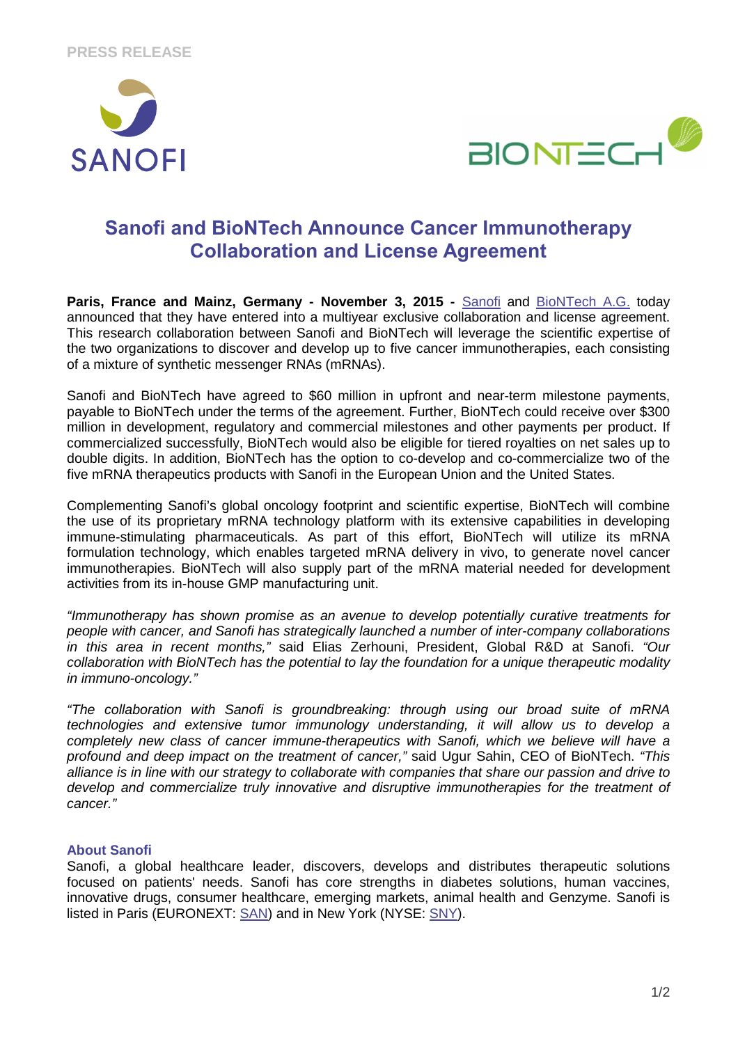PRESS RELEASE

SANOFI

BIONTECH

# Sanofi and BioNTech Announce Cancer Immunotherapy Collaboration and License Agreement

**Paris, France and Mainz, Germany - November 3, 2015 -** Sanofi and BioNTech A.G. today announced that they have entered into a multiyear exclusive collaboration and license agreement. This research collaboration between Sanofi and BioNTech will leverage the scientific expertise of the two organizations to discover and develop up to five cancer immunotherapies, each consisting of a mixture of synthetic messenger RNAs (mRNAs).

Sanofi and BioNTech have agreed to $60 million in upfront and near-term milestone payments, payable to BioNTech under the terms of the agreement. Further, BioNTech could receive over $300 million in development, regulatory and commercial milestones and other payments per product. If commercialized successfully, BioNTech would also be eligible for tiered royalties on net sales up to double digits. In addition, BioNTech has the option to co-develop and co-commercialize two of the five mRNA therapeutics products with Sanofi in the European Union and the United States.

Complementing Sanofi's global oncology footprint and scientific expertise, BioNTech will combine the use of its proprietary mRNA technology platform with its extensive capabilities in developing immune-stimulating pharmaceuticals. As part of this effort, BioNTech will utilize its mRNA formulation technology, which enables targeted mRNA delivery in vivo, to generate novel cancer immunotherapies. BioNTech will also supply part of the mRNA material needed for development activities from its in-house GMP manufacturing unit.

*"Immunotherapy has shown promise as an avenue to develop potentially curative treatments for people with cancer, and Sanofi has strategically launched a number of inter-company collaborations in this area in recent months,"* said Elias Zerhouni, President, Global R&D at Sanofi. *"Our collaboration with BioNTech has the potential to lay the foundation for a unique therapeutic modality in immuno-oncology."*

*"The collaboration with Sanofi is groundbreaking: through using our broad suite of mRNA technologies and extensive tumor immunology understanding, it will allow us to develop a completely new class of cancer immune-therapeutics with Sanofi, which we believe will have a profound and deep impact on the treatment of cancer,"* said Ugur Sahin, CEO of BioNTech. *"This alliance is in line with our strategy to collaborate with companies that share our passion and drive to develop and commercialize truly innovative and disruptive immunotherapies for the treatment of cancer."*

### About Sanofi

Sanofi, a global healthcare leader, discovers, develops and distributes therapeutic solutions focused on patients' needs. Sanofi has core strengths in diabetes solutions, human vaccines, innovative drugs, consumer healthcare, emerging markets, animal health and Genzyme. Sanofi is listed in Paris (EURONEXT: SAN) and in New York (NYSE: SNY).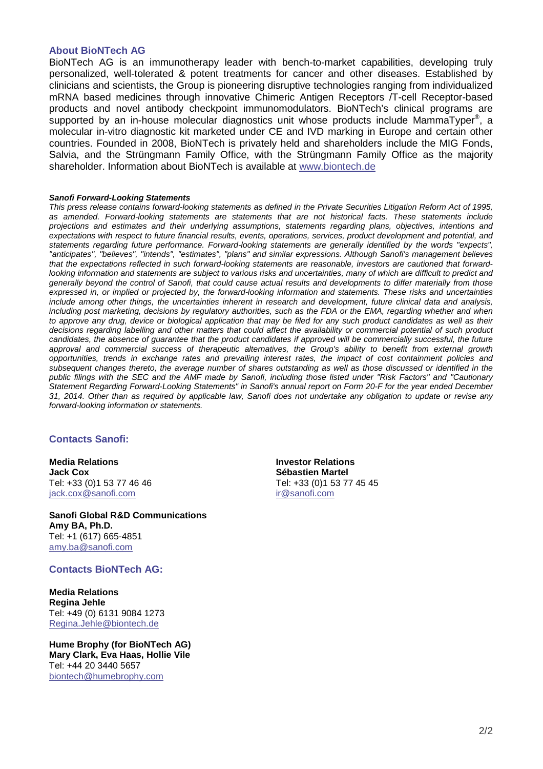## About BioNTech AG

BioNTech AG is an immunotherapy leader with bench-to-market capabilities, developing truly personalized, well-tolerated & potent treatments for cancer and other diseases. Established by clinicians and scientists, the Group is pioneering disruptive technologies ranging from individualized mRNA based medicines through innovative Chimeric Antigen Receptors /T-cell Receptor-based products and novel antibody checkpoint immunomodulators. BioNTech's clinical programs are supported by an in-house molecular diagnostics unit whose products include MammaTyper®, a molecular in-vitro diagnostic kit marketed under CE and IVD marking in Europe and certain other countries. Founded in 2008, BioNTech is privately held and shareholders include the MIG Fonds, Salvia, and the Strüngmann Family Office, with the Strüngmann Family Office as the majority shareholder. Information about BioNTech is available at www.biontech.de

***Sanofi Forward-Looking Statements***

*This press release contains forward-looking statements as defined in the Private Securities Litigation Reform Act of 1995, as amended. Forward-looking statements are statements that are not historical facts. These statements include projections and estimates and their underlying assumptions, statements regarding plans, objectives, intentions and expectations with respect to future financial results, events, operations, services, product development and potential, and statements regarding future performance. Forward-looking statements are generally identified by the words "expects", "anticipates", "believes", "intends", "estimates", "plans" and similar expressions. Although Sanofi's management believes that the expectations reflected in such forward-looking statements are reasonable, investors are cautioned that forward-looking information and statements are subject to various risks and uncertainties, many of which are difficult to predict and generally beyond the control of Sanofi, that could cause actual results and developments to differ materially from those expressed in, or implied or projected by, the forward-looking information and statements. These risks and uncertainties include among other things, the uncertainties inherent in research and development, future clinical data and analysis, including post marketing, decisions by regulatory authorities, such as the FDA or the EMA, regarding whether and when to approve any drug, device or biological application that may be filed for any such product candidates as well as their decisions regarding labelling and other matters that could affect the availability or commercial potential of such product candidates, the absence of guarantee that the product candidates if approved will be commercially successful, the future approval and commercial success of therapeutic alternatives, the Group's ability to benefit from external growth opportunities, trends in exchange rates and prevailing interest rates, the impact of cost containment policies and subsequent changes thereto, the average number of shares outstanding as well as those discussed or identified in the public filings with the SEC and the AMF made by Sanofi, including those listed under "Risk Factors" and "Cautionary Statement Regarding Forward-Looking Statements" in Sanofi's annual report on Form 20-F for the year ended December 31, 2014. Other than as required by applicable law, Sanofi does not undertake any obligation to update or revise any forward-looking information or statements.*

## Contacts Sanofi:

**Media Relations**
**Jack Cox**
Tel: +33 (0)1 53 77 46 46
jack.cox@sanofi.com

**Investor Relations**
**Sébastien Martel**
Tel: +33 (0)1 53 77 45 45
ir@sanofi.com

**Sanofi Global R&D Communications**
**Amy BA, Ph.D.**
Tel: +1 (617) 665-4851
amy.ba@sanofi.com

## Contacts BioNTech AG:

**Media Relations**
**Regina Jehle**
Tel: +49 (0) 6131 9084 1273
Regina.Jehle@biontech.de

**Hume Brophy (for BioNTech AG)**
**Mary Clark, Eva Haas, Hollie Vile**
Tel: +44 20 3440 5657
biontech@humebrophy.com